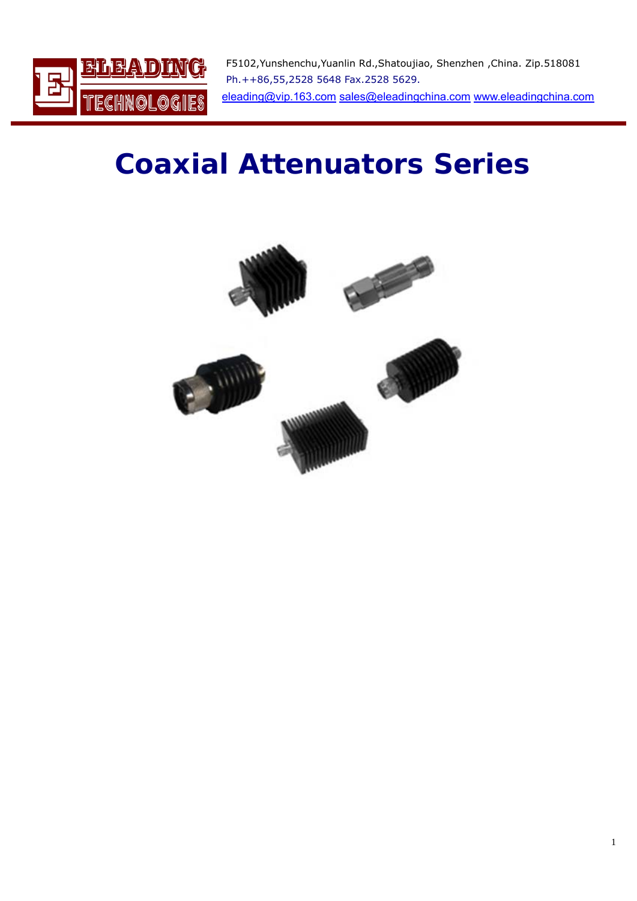F5102,Yunshenchu,Yuanlin Rd.,Shatoujiao, Shenzhen ,China. Zip.518081
Ph.++86,55,2528 5648 Fax.2528 5629.
eleading@vip.163.com sales@eleadingchina.com www.eleadingchina.com

# Coaxial Attenuators Series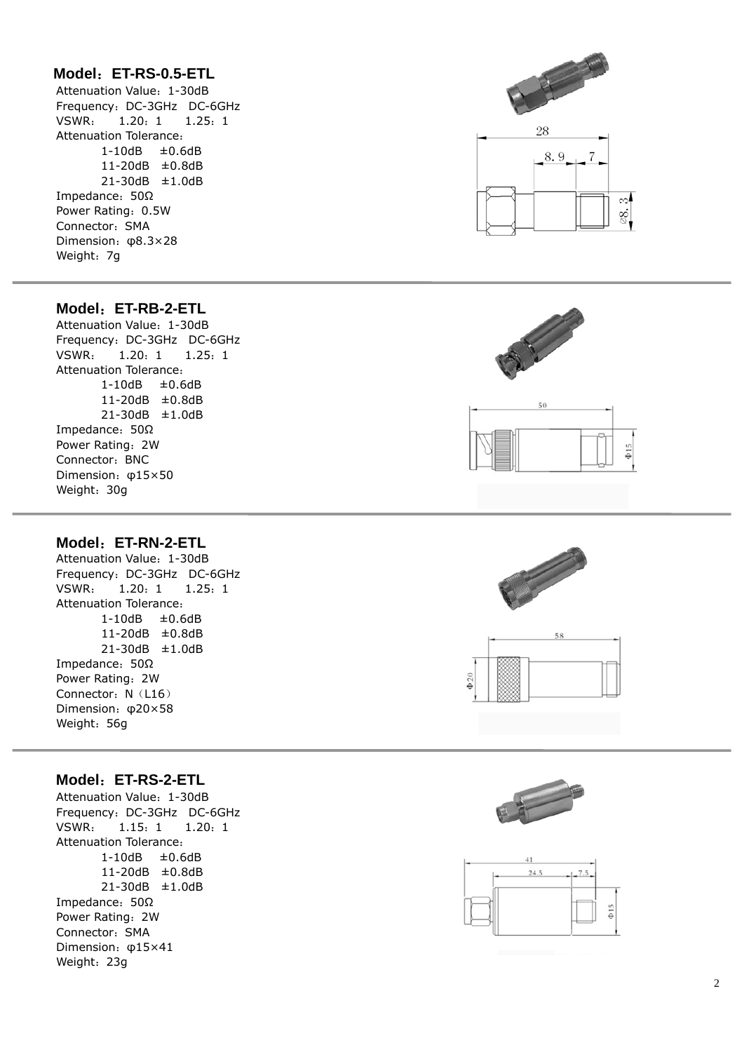## Model：ET-RS-0.5-ETL

Attenuation Value：1-30dB
Frequency：DC-3GHz DC-6GHz
VSWR： 1.20：1 1.25：1
Attenuation Tolerance：
1-10dB ±0.6dB
11-20dB ±0.8dB
21-30dB ±1.0dB
Impedance：50Ω
Power Rating：0.5W
Connector：SMA
Dimension：φ8.3×28
Weight：7g

---

## Model：ET-RB-2-ETL

Attenuation Value：1-30dB
Frequency：DC-3GHz DC-6GHz
VSWR： 1.20：1 1.25：1
Attenuation Tolerance：
1-10dB ±0.6dB
11-20dB ±0.8dB
21-30dB ±1.0dB
Impedance：50Ω
Power Rating：2W
Connector：BNC
Dimension：φ15×50
Weight：30g

---

## Model：ET-RN-2-ETL

Attenuation Value：1-30dB
Frequency：DC-3GHz DC-6GHz
VSWR： 1.20：1 1.25：1
Attenuation Tolerance：
1-10dB ±0.6dB
11-20dB ±0.8dB
21-30dB ±1.0dB
Impedance：50Ω
Power Rating：2W
Connector：N（L16）
Dimension：φ20×58
Weight：56g

---

## Model：ET-RS-2-ETL

Attenuation Value：1-30dB
Frequency：DC-3GHz DC-6GHz
VSWR： 1.15：1 1.20：1
Attenuation Tolerance：
1-10dB ±0.6dB
11-20dB ±0.8dB
21-30dB ±1.0dB
Impedance：50Ω
Power Rating：2W
Connector：SMA
Dimension：φ15×41
Weight：23g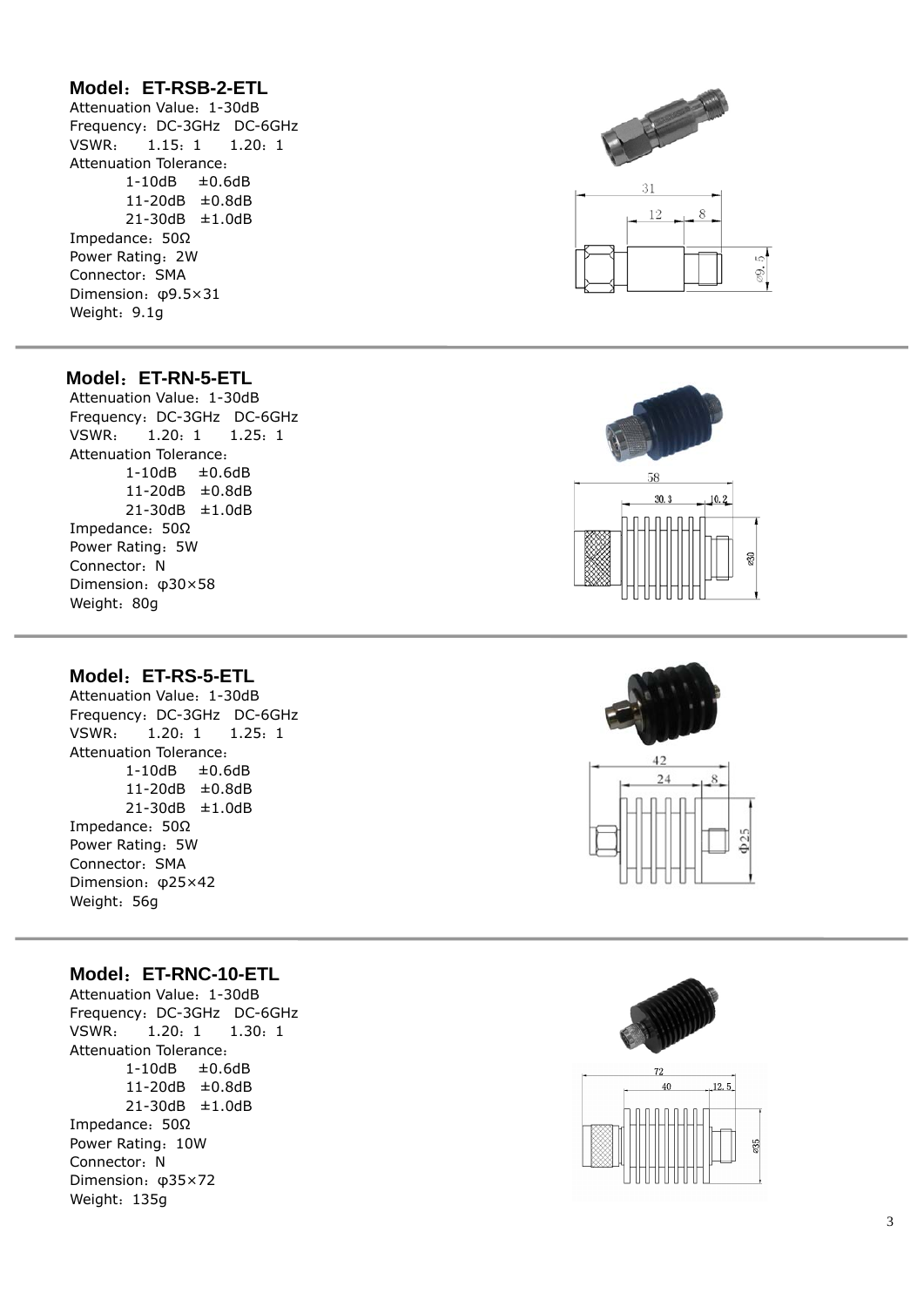## Model：ET-RSB-2-ETL

Attenuation Value：1-30dB
Frequency：DC-3GHz　DC-6GHz
VSWR：　1.15：1　1.20：1
Attenuation Tolerance：
　　1-10dB　±0.6dB
　　11-20dB　±0.8dB
　　21-30dB　±1.0dB
Impedance：50Ω
Power Rating：2W
Connector：SMA
Dimension：φ9.5×31
Weight：9.1g

---

## Model：ET-RN-5-ETL

Attenuation Value：1-30dB
Frequency：DC-3GHz　DC-6GHz
VSWR：　1.20：1　1.25：1
Attenuation Tolerance：
　　1-10dB　±0.6dB
　　11-20dB　±0.8dB
　　21-30dB　±1.0dB
Impedance：50Ω
Power Rating：5W
Connector：N
Dimension：φ30×58
Weight：80g

---

## Model：ET-RS-5-ETL

Attenuation Value：1-30dB
Frequency：DC-3GHz　DC-6GHz
VSWR：　1.20：1　1.25：1
Attenuation Tolerance：
　　1-10dB　±0.6dB
　　11-20dB　±0.8dB
　　21-30dB　±1.0dB
Impedance：50Ω
Power Rating：5W
Connector：SMA
Dimension：φ25×42
Weight：56g

---

## Model：ET-RNC-10-ETL

Attenuation Value：1-30dB
Frequency：DC-3GHz　DC-6GHz
VSWR：　1.20：1　1.30：1
Attenuation Tolerance：
　　1-10dB　±0.6dB
　　11-20dB　±0.8dB
　　21-30dB　±1.0dB
Impedance：50Ω
Power Rating：10W
Connector：N
Dimension：φ35×72
Weight：135g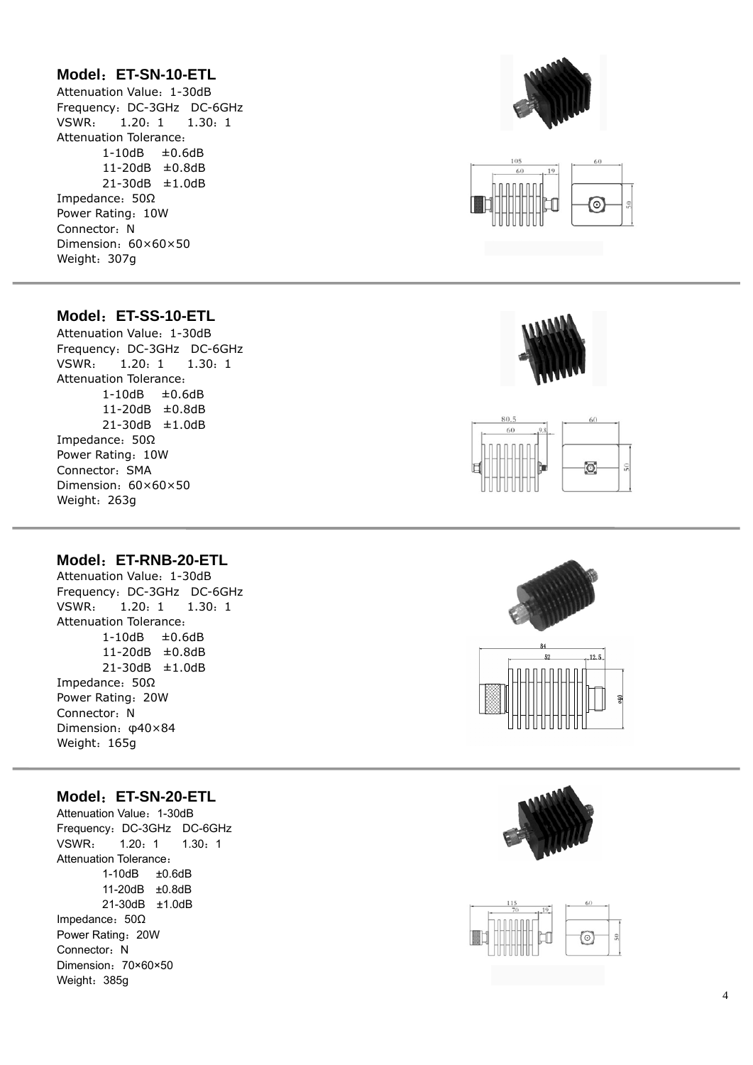## Model：ET-SN-10-ETL

Attenuation Value：1-30dB
Frequency：DC-3GHz　DC-6GHz
VSWR：　1.20：1　　1.30：1
Attenuation Tolerance：

1-10dB　±0.6dB
11-20dB　±0.8dB
21-30dB　±1.0dB

Impedance：50Ω
Power Rating：10W
Connector：N
Dimension：60×60×50
Weight：307g

---

## Model：ET-SS-10-ETL

Attenuation Value：1-30dB
Frequency：DC-3GHz　DC-6GHz
VSWR：　1.20：1　　1.30：1
Attenuation Tolerance：

1-10dB　±0.6dB
11-20dB　±0.8dB
21-30dB　±1.0dB

Impedance：50Ω
Power Rating：10W
Connector：SMA
Dimension：60×60×50
Weight：263g

---

## Model：ET-RNB-20-ETL

Attenuation Value：1-30dB
Frequency：DC-3GHz　DC-6GHz
VSWR：　1.20：1　　1.30：1
Attenuation Tolerance：

1-10dB　±0.6dB
11-20dB　±0.8dB
21-30dB　±1.0dB

Impedance：50Ω
Power Rating：20W
Connector：N
Dimension：φ40×84
Weight：165g

---

## Model：ET-SN-20-ETL

Attenuation Value：1-30dB
Frequency：DC-3GHz　DC-6GHz
VSWR：　1.20：1　　1.30：1
Attenuation Tolerance：

1-10dB　±0.6dB
11-20dB　±0.8dB
21-30dB　±1.0dB

Impedance：50Ω
Power Rating：20W
Connector：N
Dimension：70×60×50
Weight：385g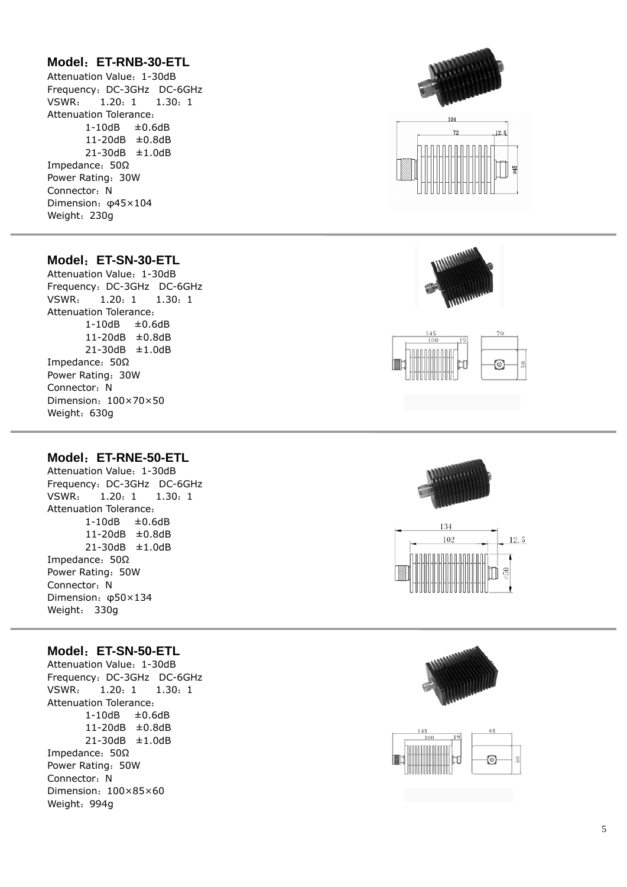## Model：ET-RNB-30-ETL

Attenuation Value：1-30dB
Frequency：DC-3GHz　DC-6GHz
VSWR：　1.20：1　1.30：1
Attenuation Tolerance：
　　1-10dB　±0.6dB
　　11-20dB　±0.8dB
　　21-30dB　±1.0dB
Impedance：50Ω
Power Rating：30W
Connector：N
Dimension：φ45×104
Weight：230g

---

## Model：ET-SN-30-ETL

Attenuation Value：1-30dB
Frequency：DC-3GHz　DC-6GHz
VSWR：　1.20：1　1.30：1
Attenuation Tolerance：
　　1-10dB　±0.6dB
　　11-20dB　±0.8dB
　　21-30dB　±1.0dB
Impedance：50Ω
Power Rating：30W
Connector：N
Dimension：100×70×50
Weight：630g

---

## Model：ET-RNE-50-ETL

Attenuation Value：1-30dB
Frequency：DC-3GHz　DC-6GHz
VSWR：　1.20：1　1.30：1
Attenuation Tolerance：
　　1-10dB　±0.6dB
　　11-20dB　±0.8dB
　　21-30dB　±1.0dB
Impedance：50Ω
Power Rating：50W
Connector：N
Dimension：φ50×134
Weight：　330g

---

## Model：ET-SN-50-ETL

Attenuation Value：1-30dB
Frequency：DC-3GHz　DC-6GHz
VSWR：　1.20：1　1.30：1
Attenuation Tolerance：
　　1-10dB　±0.6dB
　　11-20dB　±0.8dB
　　21-30dB　±1.0dB
Impedance：50Ω
Power Rating：50W
Connector：N
Dimension：100×85×60
Weight：994g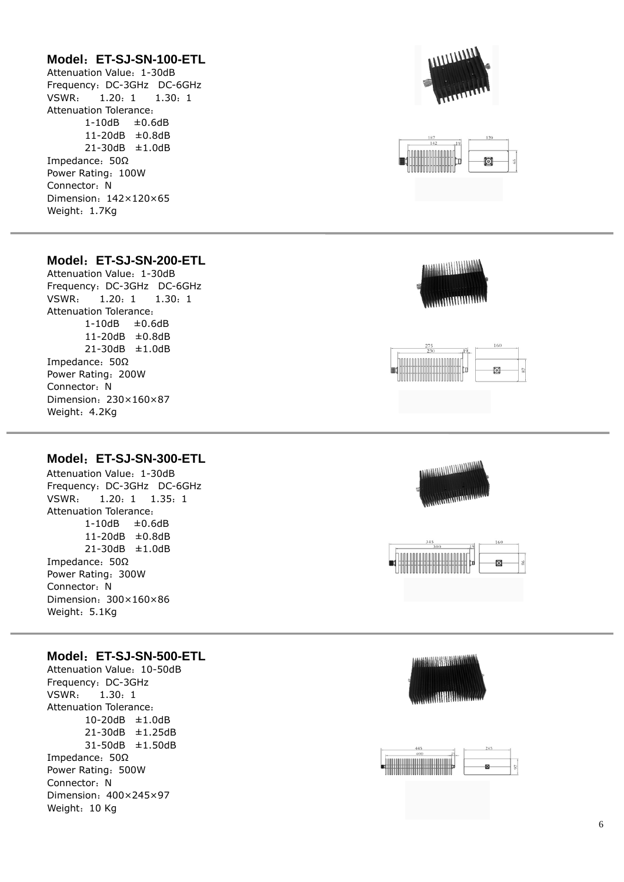**Model：ET-SJ-SN-100-ETL**

Attenuation Value：1-30dB
Frequency：DC-3GHz DC-6GHz
VSWR： 1.20：1 1.30：1
Attenuation Tolerance：
  1-10dB ±0.6dB
  11-20dB ±0.8dB
  21-30dB ±1.0dB
Impedance：50Ω
Power Rating：100W
Connector：N
Dimension：142×120×65
Weight：1.7Kg

---

**Model：ET-SJ-SN-200-ETL**

Attenuation Value：1-30dB
Frequency：DC-3GHz DC-6GHz
VSWR： 1.20：1 1.30：1
Attenuation Tolerance：
  1-10dB ±0.6dB
  11-20dB ±0.8dB
  21-30dB ±1.0dB
Impedance：50Ω
Power Rating：200W
Connector：N
Dimension：230×160×87
Weight：4.2Kg

---

**Model：ET-SJ-SN-300-ETL**

Attenuation Value：1-30dB
Frequency：DC-3GHz DC-6GHz
VSWR： 1.20：1 1.35：1
Attenuation Tolerance：
  1-10dB ±0.6dB
  11-20dB ±0.8dB
  21-30dB ±1.0dB
Impedance：50Ω
Power Rating：300W
Connector：N
Dimension：300×160×86
Weight：5.1Kg

---

**Model：ET-SJ-SN-500-ETL**

Attenuation Value：10-50dB
Frequency：DC-3GHz
VSWR： 1.30：1
Attenuation Tolerance：
  10-20dB ±1.0dB
  21-30dB ±1.25dB
  31-50dB ±1.50dB
Impedance：50Ω
Power Rating：500W
Connector：N
Dimension：400×245×97
Weight：10 Kg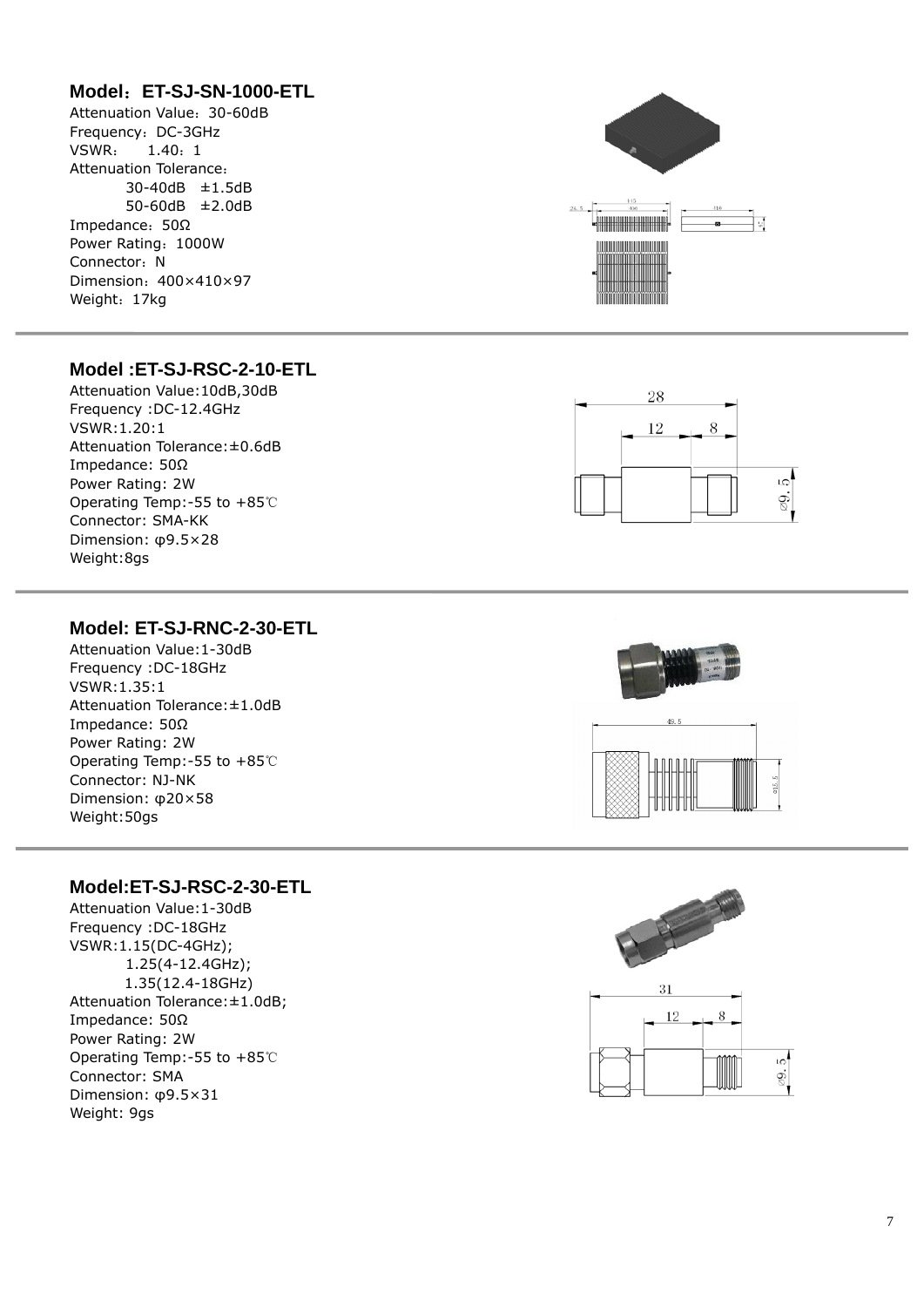## Model：ET-SJ-SN-1000-ETL

Attenuation Value：30-60dB
Frequency：DC-3GHz
VSWR： 1.40：1
Attenuation Tolerance：
30-40dB ±1.5dB
50-60dB ±2.0dB
Impedance：50Ω
Power Rating：1000W
Connector：N
Dimension：400×410×97
Weight：17kg

---

## Model :ET-SJ-RSC-2-10-ETL

Attenuation Value:10dB,30dB
Frequency :DC-12.4GHz
VSWR:1.20:1
Attenuation Tolerance:±0.6dB
Impedance: 50Ω
Power Rating: 2W
Operating Temp:-55 to +85℃
Connector: SMA-KK
Dimension: φ9.5×28
Weight:8gs

---

## Model: ET-SJ-RNC-2-30-ETL

Attenuation Value:1-30dB
Frequency :DC-18GHz
VSWR:1.35:1
Attenuation Tolerance:±1.0dB
Impedance: 50Ω
Power Rating: 2W
Operating Temp:-55 to +85℃
Connector: NJ-NK
Dimension: φ20×58
Weight:50gs

---

## Model:ET-SJ-RSC-2-30-ETL

Attenuation Value:1-30dB
Frequency :DC-18GHz
VSWR:1.15(DC-4GHz);
1.25(4-12.4GHz);
1.35(12.4-18GHz)
Attenuation Tolerance:±1.0dB;
Impedance: 50Ω
Power Rating: 2W
Operating Temp:-55 to +85℃
Connector: SMA
Dimension: φ9.5×31
Weight: 9gs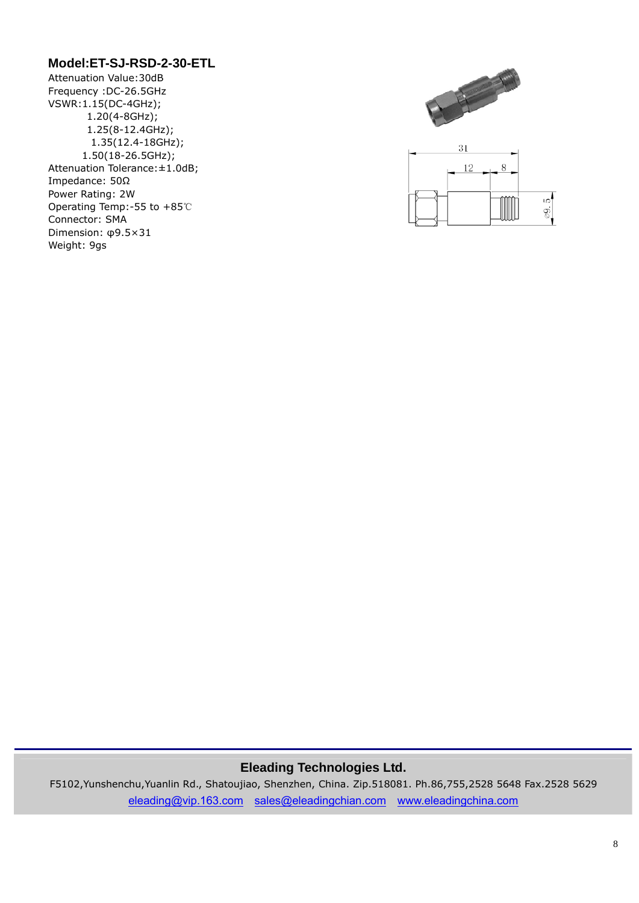## Model:ET-SJ-RSD-2-30-ETL

Attenuation Value:30dB
Frequency :DC-26.5GHz
VSWR:1.15(DC-4GHz);
1.20(4-8GHz);
1.25(8-12.4GHz);
1.35(12.4-18GHz);
1.50(18-26.5GHz);
Attenuation Tolerance:±1.0dB;
Impedance: 50Ω
Power Rating: 2W
Operating Temp:-55 to +85℃
Connector: SMA
Dimension: φ9.5×31
Weight: 9gs

31
12
8
φ9.5

**Eleading Technologies Ltd.**

F5102,Yunshenchu,Yuanlin Rd., Shatoujiao, Shenzhen, China. Zip.518081. Ph.86,755,2528 5648 Fax.2528 5629
eleading@vip.163.com sales@eleadingchian.com www.eleadingchina.com